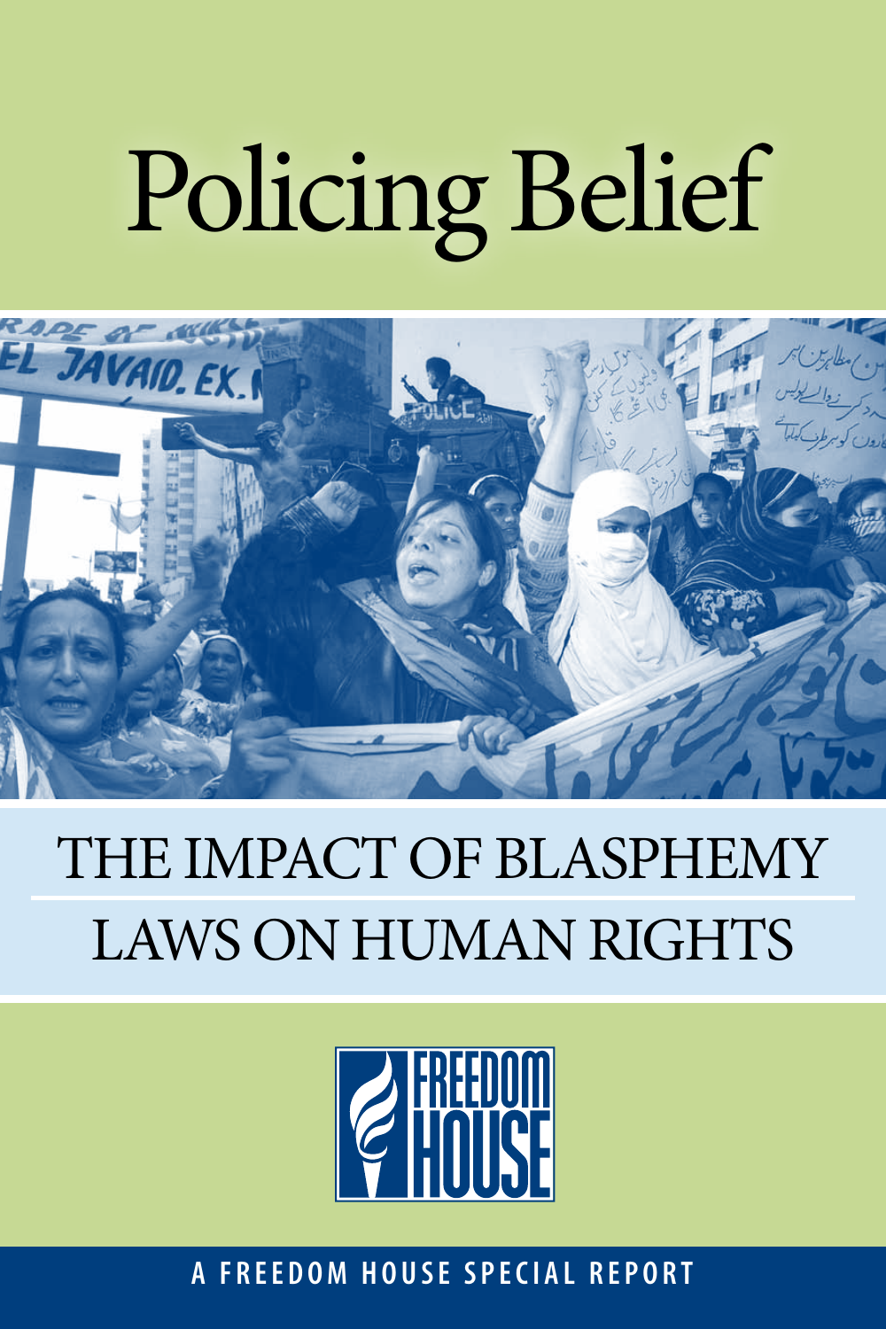# Policing Belief

## THE IMPACT OF BLASPHEMY LAWS ON HUMAN RIGHTS

FREEDOM HOUSE

A FREEDOM HOUSE SPECIAL REPORT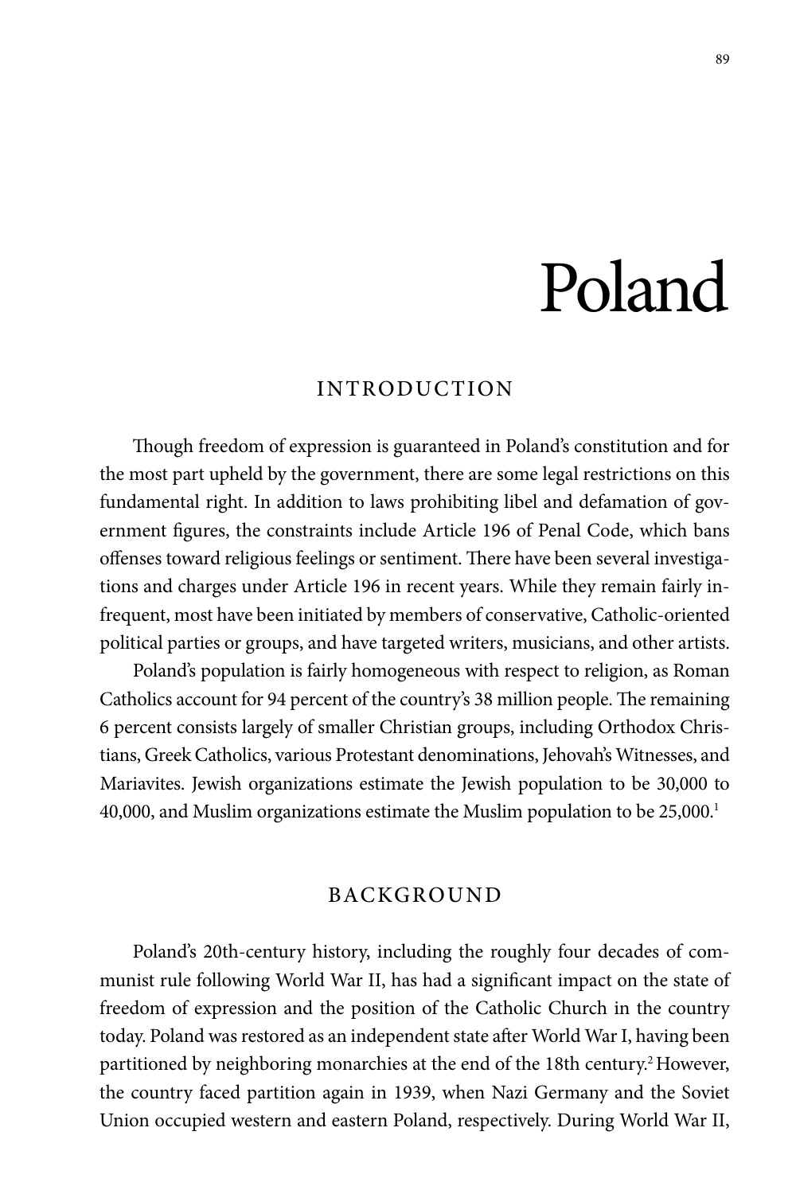# Poland

## INTRODUCTION

Though freedom of expression is guaranteed in Poland's constitution and for the most part upheld by the government, there are some legal restrictions on this fundamental right. In addition to laws prohibiting libel and defamation of government figures, the constraints include Article 196 of Penal Code, which bans offenses toward religious feelings or sentiment. There have been several investigations and charges under Article 196 in recent years. While they remain fairly infrequent, most have been initiated by members of conservative, Catholic-oriented political parties or groups, and have targeted writers, musicians, and other artists.

Poland's population is fairly homogeneous with respect to religion, as Roman Catholics account for 94 percent of the country's 38 million people. The remaining 6 percent consists largely of smaller Christian groups, including Orthodox Christians, Greek Catholics, various Protestant denominations, Jehovah's Witnesses, and Mariavites. Jewish organizations estimate the Jewish population to be 30,000 to 40,000, and Muslim organizations estimate the Muslim population to be 25,000.[1]

## BACKGROUND

Poland's 20th-century history, including the roughly four decades of communist rule following World War II, has had a significant impact on the state of freedom of expression and the position of the Catholic Church in the country today. Poland was restored as an independent state after World War I, having been partitioned by neighboring monarchies at the end of the 18th century.[2] However, the country faced partition again in 1939, when Nazi Germany and the Soviet Union occupied western and eastern Poland, respectively. During World War II,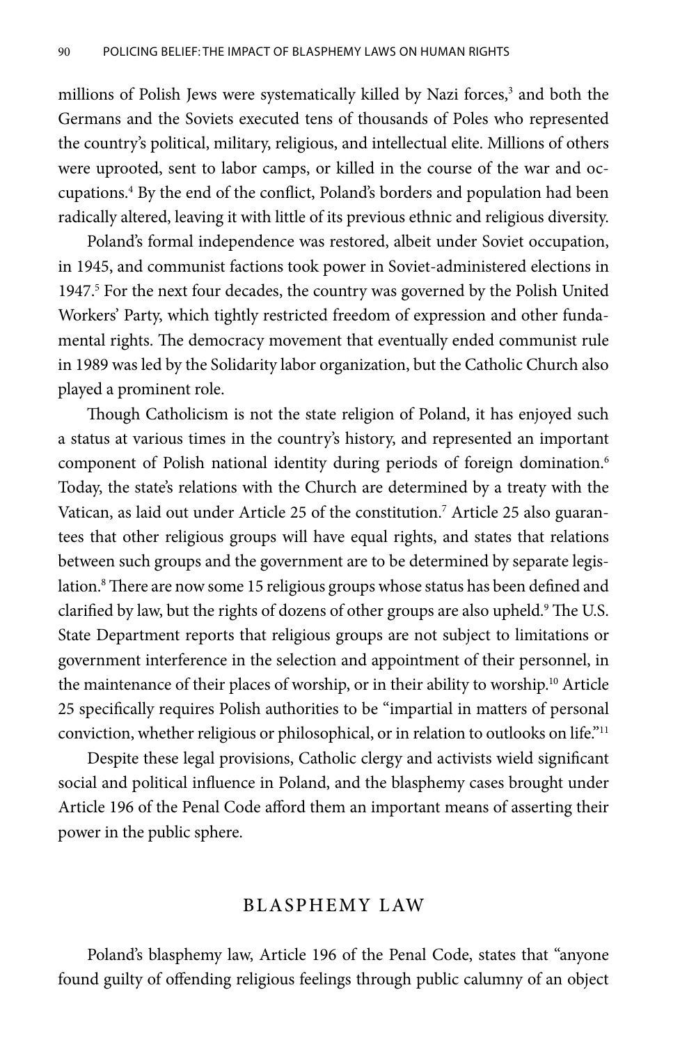millions of Polish Jews were systematically killed by Nazi forces,[3] and both the Germans and the Soviets executed tens of thousands of Poles who represented the country's political, military, religious, and intellectual elite. Millions of others were uprooted, sent to labor camps, or killed in the course of the war and occupations.[4] By the end of the conflict, Poland's borders and population had been radically altered, leaving it with little of its previous ethnic and religious diversity.

Poland's formal independence was restored, albeit under Soviet occupation, in 1945, and communist factions took power in Soviet-administered elections in 1947.[5] For the next four decades, the country was governed by the Polish United Workers' Party, which tightly restricted freedom of expression and other fundamental rights. The democracy movement that eventually ended communist rule in 1989 was led by the Solidarity labor organization, but the Catholic Church also played a prominent role.

Though Catholicism is not the state religion of Poland, it has enjoyed such a status at various times in the country's history, and represented an important component of Polish national identity during periods of foreign domination.[6] Today, the state's relations with the Church are determined by a treaty with the Vatican, as laid out under Article 25 of the constitution.[7] Article 25 also guarantees that other religious groups will have equal rights, and states that relations between such groups and the government are to be determined by separate legislation.[8] There are now some 15 religious groups whose status has been defined and clarified by law, but the rights of dozens of other groups are also upheld.[9] The U.S. State Department reports that religious groups are not subject to limitations or government interference in the selection and appointment of their personnel, in the maintenance of their places of worship, or in their ability to worship.[10] Article 25 specifically requires Polish authorities to be "impartial in matters of personal conviction, whether religious or philosophical, or in relation to outlooks on life."[11]

Despite these legal provisions, Catholic clergy and activists wield significant social and political influence in Poland, and the blasphemy cases brought under Article 196 of the Penal Code afford them an important means of asserting their power in the public sphere.

## BLASPHEMY LAW

Poland's blasphemy law, Article 196 of the Penal Code, states that "anyone found guilty of offending religious feelings through public calumny of an object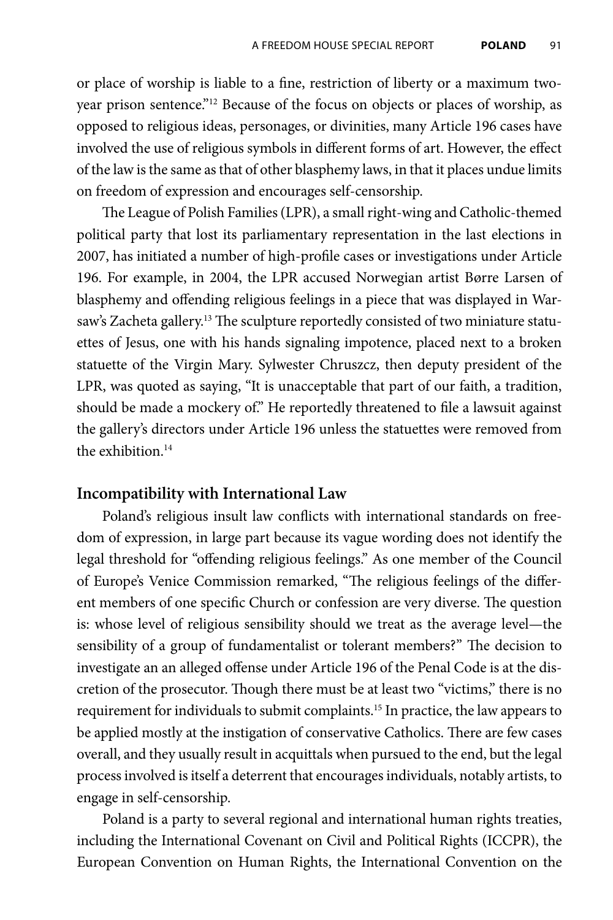or place of worship is liable to a fine, restriction of liberty or a maximum two-year prison sentence."[12] Because of the focus on objects or places of worship, as opposed to religious ideas, personages, or divinities, many Article 196 cases have involved the use of religious symbols in different forms of art. However, the effect of the law is the same as that of other blasphemy laws, in that it places undue limits on freedom of expression and encourages self-censorship.

The League of Polish Families (LPR), a small right-wing and Catholic-themed political party that lost its parliamentary representation in the last elections in 2007, has initiated a number of high-profile cases or investigations under Article 196. For example, in 2004, the LPR accused Norwegian artist Børre Larsen of blasphemy and offending religious feelings in a piece that was displayed in Warsaw's Zacheta gallery.[13] The sculpture reportedly consisted of two miniature statuettes of Jesus, one with his hands signaling impotence, placed next to a broken statuette of the Virgin Mary. Sylwester Chruszcz, then deputy president of the LPR, was quoted as saying, "It is unacceptable that part of our faith, a tradition, should be made a mockery of." He reportedly threatened to file a lawsuit against the gallery's directors under Article 196 unless the statuettes were removed from the exhibition.[14]

## Incompatibility with International Law

Poland's religious insult law conflicts with international standards on freedom of expression, in large part because its vague wording does not identify the legal threshold for "offending religious feelings." As one member of the Council of Europe's Venice Commission remarked, "The religious feelings of the different members of one specific Church or confession are very diverse. The question is: whose level of religious sensibility should we treat as the average level—the sensibility of a group of fundamentalist or tolerant members?" The decision to investigate an an alleged offense under Article 196 of the Penal Code is at the discretion of the prosecutor. Though there must be at least two "victims," there is no requirement for individuals to submit complaints.[15] In practice, the law appears to be applied mostly at the instigation of conservative Catholics. There are few cases overall, and they usually result in acquittals when pursued to the end, but the legal process involved is itself a deterrent that encourages individuals, notably artists, to engage in self-censorship.

Poland is a party to several regional and international human rights treaties, including the International Covenant on Civil and Political Rights (ICCPR), the European Convention on Human Rights, the International Convention on the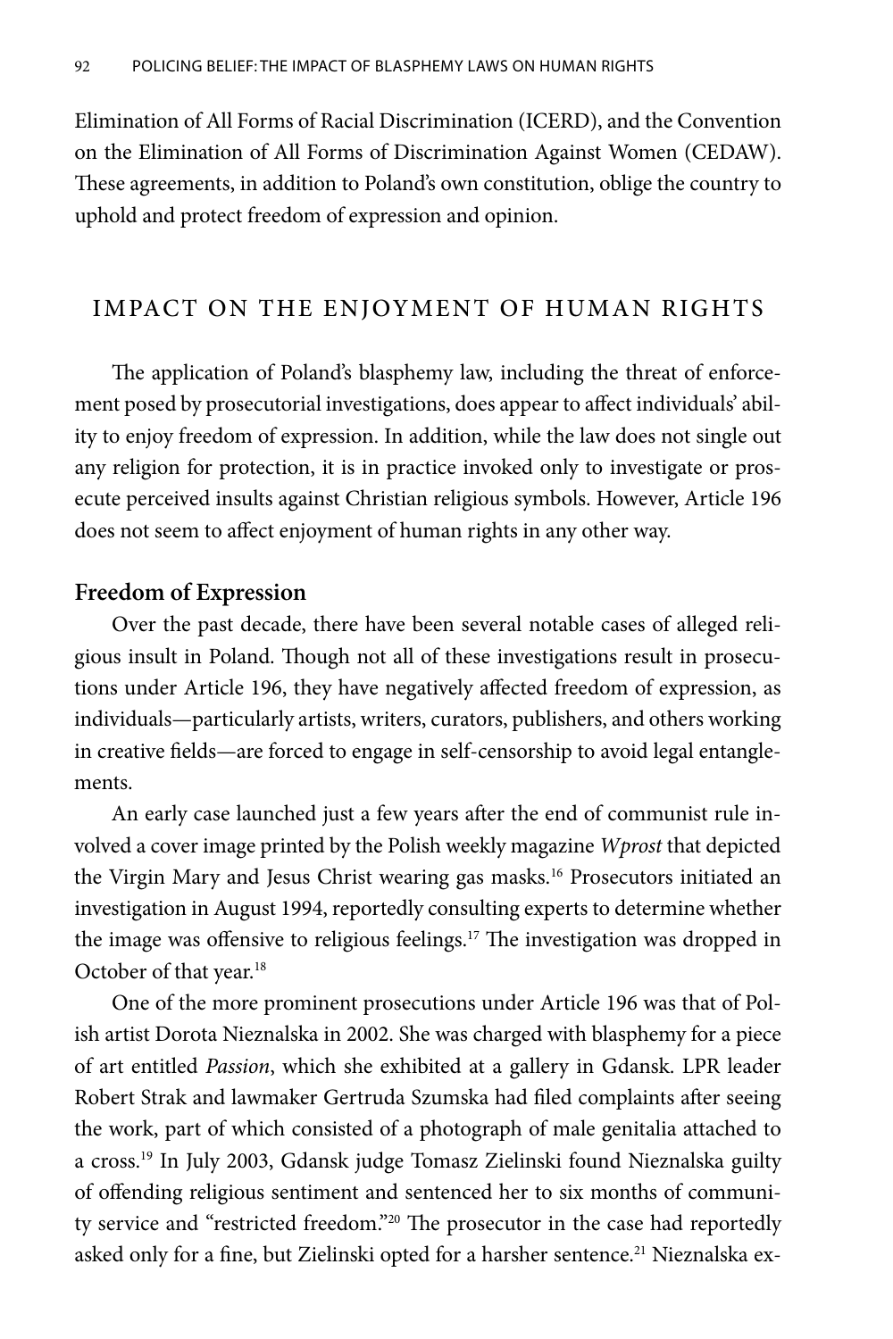Elimination of All Forms of Racial Discrimination (ICERD), and the Convention on the Elimination of All Forms of Discrimination Against Women (CEDAW). These agreements, in addition to Poland's own constitution, oblige the country to uphold and protect freedom of expression and opinion.

## IMPACT ON THE ENJOYMENT OF HUMAN RIGHTS

The application of Poland's blasphemy law, including the threat of enforcement posed by prosecutorial investigations, does appear to affect individuals' ability to enjoy freedom of expression. In addition, while the law does not single out any religion for protection, it is in practice invoked only to investigate or prosecute perceived insults against Christian religious symbols. However, Article 196 does not seem to affect enjoyment of human rights in any other way.

### Freedom of Expression

Over the past decade, there have been several notable cases of alleged religious insult in Poland. Though not all of these investigations result in prosecutions under Article 196, they have negatively affected freedom of expression, as individuals—particularly artists, writers, curators, publishers, and others working in creative fields—are forced to engage in self-censorship to avoid legal entanglements.

An early case launched just a few years after the end of communist rule involved a cover image printed by the Polish weekly magazine *Wprost* that depicted the Virgin Mary and Jesus Christ wearing gas masks.[16] Prosecutors initiated an investigation in August 1994, reportedly consulting experts to determine whether the image was offensive to religious feelings.[17] The investigation was dropped in October of that year.[18]

One of the more prominent prosecutions under Article 196 was that of Polish artist Dorota Nieznalska in 2002. She was charged with blasphemy for a piece of art entitled *Passion*, which she exhibited at a gallery in Gdansk. LPR leader Robert Strak and lawmaker Gertruda Szumska had filed complaints after seeing the work, part of which consisted of a photograph of male genitalia attached to a cross.[19] In July 2003, Gdansk judge Tomasz Zielinski found Nieznalska guilty of offending religious sentiment and sentenced her to six months of community service and "restricted freedom."[20] The prosecutor in the case had reportedly asked only for a fine, but Zielinski opted for a harsher sentence.[21] Nieznalska ex-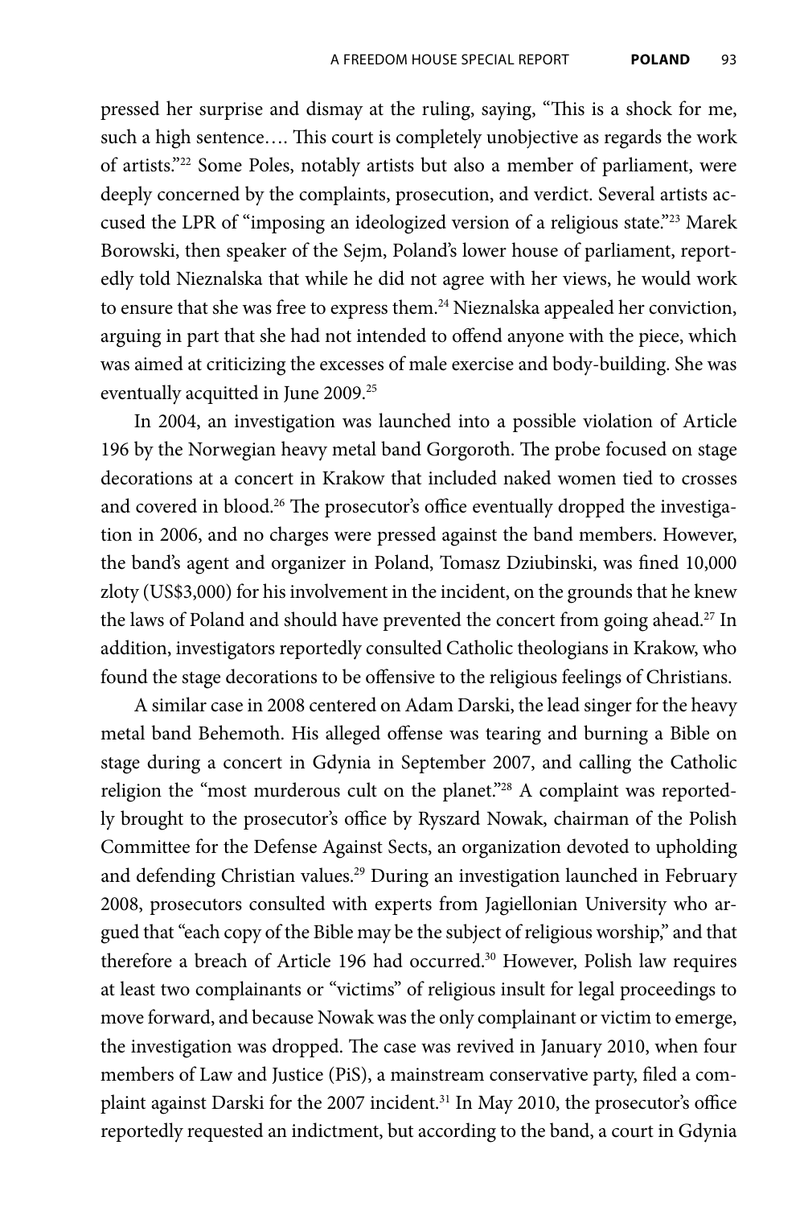pressed her surprise and dismay at the ruling, saying, "This is a shock for me, such a high sentence…. This court is completely unobjective as regards the work of artists."[22] Some Poles, notably artists but also a member of parliament, were deeply concerned by the complaints, prosecution, and verdict. Several artists accused the LPR of "imposing an ideologized version of a religious state."[23] Marek Borowski, then speaker of the Sejm, Poland's lower house of parliament, reportedly told Nieznalska that while he did not agree with her views, he would work to ensure that she was free to express them.[24] Nieznalska appealed her conviction, arguing in part that she had not intended to offend anyone with the piece, which was aimed at criticizing the excesses of male exercise and body-building. She was eventually acquitted in June 2009.[25]

In 2004, an investigation was launched into a possible violation of Article 196 by the Norwegian heavy metal band Gorgoroth. The probe focused on stage decorations at a concert in Krakow that included naked women tied to crosses and covered in blood.[26] The prosecutor's office eventually dropped the investigation in 2006, and no charges were pressed against the band members. However, the band's agent and organizer in Poland, Tomasz Dziubinski, was fined 10,000 zloty (US$3,000) for his involvement in the incident, on the grounds that he knew the laws of Poland and should have prevented the concert from going ahead.[27] In addition, investigators reportedly consulted Catholic theologians in Krakow, who found the stage decorations to be offensive to the religious feelings of Christians.

A similar case in 2008 centered on Adam Darski, the lead singer for the heavy metal band Behemoth. His alleged offense was tearing and burning a Bible on stage during a concert in Gdynia in September 2007, and calling the Catholic religion the "most murderous cult on the planet."[28] A complaint was reportedly brought to the prosecutor's office by Ryszard Nowak, chairman of the Polish Committee for the Defense Against Sects, an organization devoted to upholding and defending Christian values.[29] During an investigation launched in February 2008, prosecutors consulted with experts from Jagiellonian University who argued that "each copy of the Bible may be the subject of religious worship," and that therefore a breach of Article 196 had occurred.[30] However, Polish law requires at least two complainants or "victims" of religious insult for legal proceedings to move forward, and because Nowak was the only complainant or victim to emerge, the investigation was dropped. The case was revived in January 2010, when four members of Law and Justice (PiS), a mainstream conservative party, filed a complaint against Darski for the 2007 incident.[31] In May 2010, the prosecutor's office reportedly requested an indictment, but according to the band, a court in Gdynia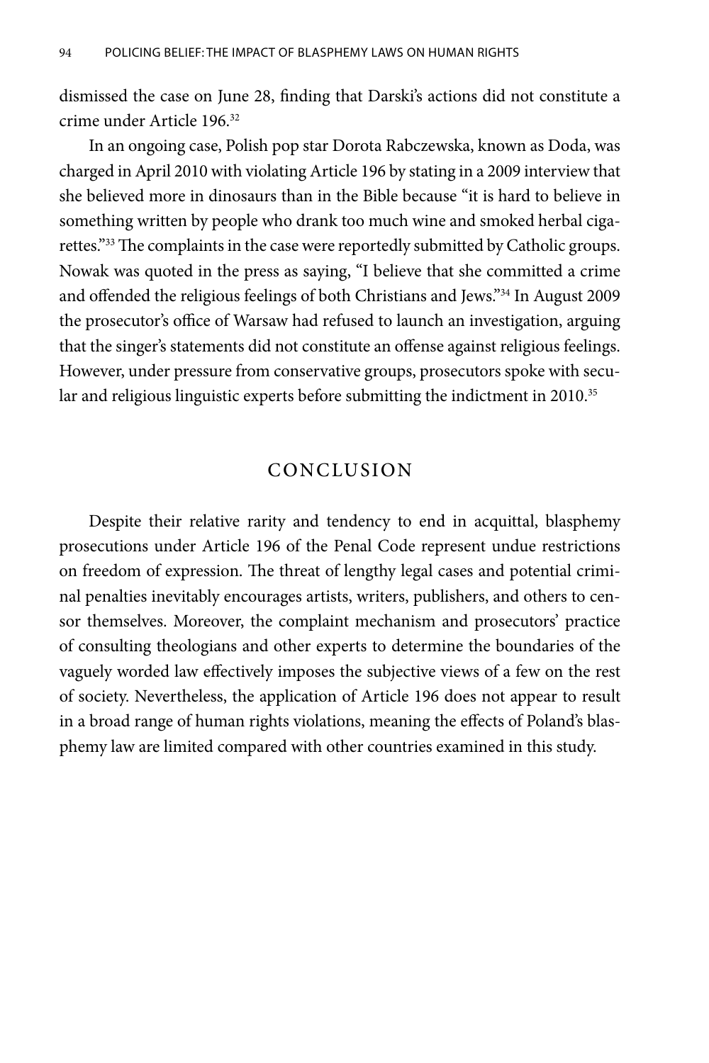dismissed the case on June 28, finding that Darski's actions did not constitute a crime under Article 196.[32]

In an ongoing case, Polish pop star Dorota Rabczewska, known as Doda, was charged in April 2010 with violating Article 196 by stating in a 2009 interview that she believed more in dinosaurs than in the Bible because "it is hard to believe in something written by people who drank too much wine and smoked herbal cigarettes."[33] The complaints in the case were reportedly submitted by Catholic groups. Nowak was quoted in the press as saying, "I believe that she committed a crime and offended the religious feelings of both Christians and Jews."[34] In August 2009 the prosecutor's office of Warsaw had refused to launch an investigation, arguing that the singer's statements did not constitute an offense against religious feelings. However, under pressure from conservative groups, prosecutors spoke with secular and religious linguistic experts before submitting the indictment in 2010.[35]

## CONCLUSION

Despite their relative rarity and tendency to end in acquittal, blasphemy prosecutions under Article 196 of the Penal Code represent undue restrictions on freedom of expression. The threat of lengthy legal cases and potential criminal penalties inevitably encourages artists, writers, publishers, and others to censor themselves. Moreover, the complaint mechanism and prosecutors' practice of consulting theologians and other experts to determine the boundaries of the vaguely worded law effectively imposes the subjective views of a few on the rest of society. Nevertheless, the application of Article 196 does not appear to result in a broad range of human rights violations, meaning the effects of Poland's blasphemy law are limited compared with other countries examined in this study.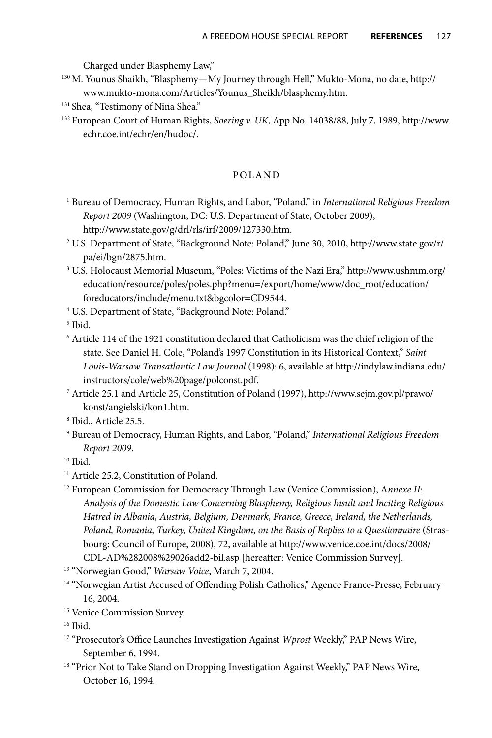Charged under Blasphemy Law,"

[130] M. Younus Shaikh, "Blasphemy—My Journey through Hell," Mukto-Mona, no date, http://www.mukto-mona.com/Articles/Younus_Sheikh/blasphemy.htm.

[131] Shea, "Testimony of Nina Shea."

[132] European Court of Human Rights, *Soering v. UK*, App No. 14038/88, July 7, 1989, http://www.echr.coe.int/echr/en/hudoc/.

## POLAND

[1] Bureau of Democracy, Human Rights, and Labor, "Poland," in *International Religious Freedom Report 2009* (Washington, DC: U.S. Department of State, October 2009), http://www.state.gov/g/drl/rls/irf/2009/127330.htm.

[2] U.S. Department of State, "Background Note: Poland," June 30, 2010, http://www.state.gov/r/pa/ei/bgn/2875.htm.

[3] U.S. Holocaust Memorial Museum, "Poles: Victims of the Nazi Era," http://www.ushmm.org/education/resource/poles/poles.php?menu=/export/home/www/doc_root/education/foreducators/include/menu.txt&bgcolor=CD9544.

[4] U.S. Department of State, "Background Note: Poland."

[5] Ibid.

[6] Article 114 of the 1921 constitution declared that Catholicism was the chief religion of the state. See Daniel H. Cole, "Poland's 1997 Constitution in its Historical Context," *Saint Louis-Warsaw Transatlantic Law Journal* (1998): 6, available at http://indylaw.indiana.edu/instructors/cole/web%20page/polconst.pdf.

[7] Article 25.1 and Article 25, Constitution of Poland (1997), http://www.sejm.gov.pl/prawo/konst/angielski/kon1.htm.

[8] Ibid., Article 25.5.

[9] Bureau of Democracy, Human Rights, and Labor, "Poland," *International Religious Freedom Report 2009*.

[10] Ibid.

[11] Article 25.2, Constitution of Poland.

[12] European Commission for Democracy Through Law (Venice Commission), A*nnexe II: Analysis of the Domestic Law Concerning Blasphemy, Religious Insult and Inciting Religious Hatred in Albania, Austria, Belgium, Denmark, France, Greece, Ireland, the Netherlands, Poland, Romania, Turkey, United Kingdom, on the Basis of Replies to a Questionnaire* (Strasbourg: Council of Europe, 2008), 72, available at http://www.venice.coe.int/docs/2008/CDL-AD%282008%29026add2-bil.asp [hereafter: Venice Commission Survey].

[13] "Norwegian Good," *Warsaw Voice*, March 7, 2004.

[14] "Norwegian Artist Accused of Offending Polish Catholics," Agence France-Presse, February 16, 2004.

[15] Venice Commission Survey.

[16] Ibid.

[17] "Prosecutor's Office Launches Investigation Against *Wprost* Weekly," PAP News Wire, September 6, 1994.

[18] "Prior Not to Take Stand on Dropping Investigation Against Weekly," PAP News Wire, October 16, 1994.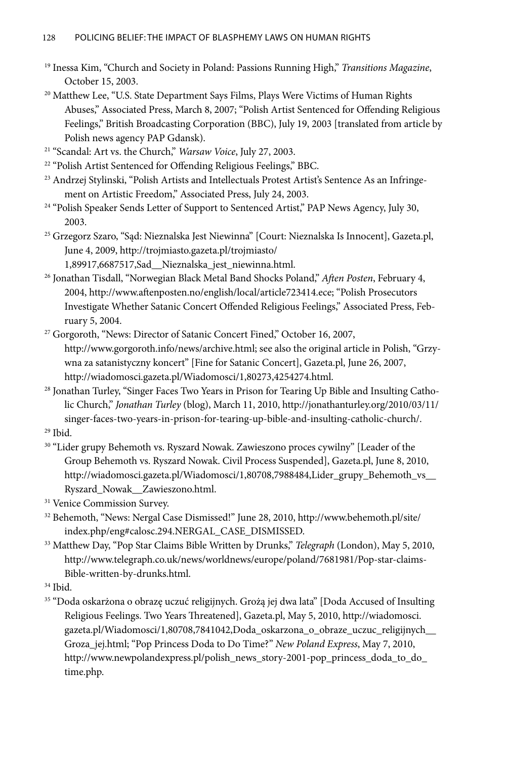[19] Inessa Kim, "Church and Society in Poland: Passions Running High," *Transitions Magazine*, October 15, 2003.

[20] Matthew Lee, "U.S. State Department Says Films, Plays Were Victims of Human Rights Abuses," Associated Press, March 8, 2007; "Polish Artist Sentenced for Offending Religious Feelings," British Broadcasting Corporation (BBC), July 19, 2003 [translated from article by Polish news agency PAP Gdansk).

[21] "Scandal: Art vs. the Church," *Warsaw Voice*, July 27, 2003.

[22] "Polish Artist Sentenced for Offending Religious Feelings," BBC.

[23] Andrzej Stylinski, "Polish Artists and Intellectuals Protest Artist's Sentence As an Infringement on Artistic Freedom," Associated Press, July 24, 2003.

[24] "Polish Speaker Sends Letter of Support to Sentenced Artist," PAP News Agency, July 30, 2003.

[25] Grzegorz Szaro, "Sąd: Nieznalska Jest Niewinna" [Court: Nieznalska Is Innocent], Gazeta.pl, June 4, 2009, http://trojmiasto.gazeta.pl/trojmiasto/1,89917,6687517,Sad__Nieznalska_jest_niewinna.html.

[26] Jonathan Tisdall, "Norwegian Black Metal Band Shocks Poland," *Aften Posten*, February 4, 2004, http://www.aftenposten.no/english/local/article723414.ece; "Polish Prosecutors Investigate Whether Satanic Concert Offended Religious Feelings," Associated Press, February 5, 2004.

[27] Gorgoroth, "News: Director of Satanic Concert Fined," October 16, 2007, http://www.gorgoroth.info/news/archive.html; see also the original article in Polish, "Grzywna za satanistyczny koncert" [Fine for Satanic Concert], Gazeta.pl, June 26, 2007, http://wiadomosci.gazeta.pl/Wiadomosci/1,80273,4254274.html.

[28] Jonathan Turley, "Singer Faces Two Years in Prison for Tearing Up Bible and Insulting Catholic Church," *Jonathan Turley* (blog), March 11, 2010, http://jonathanturley.org/2010/03/11/singer-faces-two-years-in-prison-for-tearing-up-bible-and-insulting-catholic-church/.

[29] Ibid.

[30] "Lider grupy Behemoth vs. Ryszard Nowak. Zawieszono proces cywilny" [Leader of the Group Behemoth vs. Ryszard Nowak. Civil Process Suspended], Gazeta.pl, June 8, 2010, http://wiadomosci.gazeta.pl/Wiadomosci/1,80708,7988484,Lider_grupy_Behemoth_vs__Ryszard_Nowak__Zawieszono.html.

[31] Venice Commission Survey.

[32] Behemoth, "News: Nergal Case Dismissed!" June 28, 2010, http://www.behemoth.pl/site/index.php/eng#calosc.294.NERGAL_CASE_DISMISSED.

[33] Matthew Day, "Pop Star Claims Bible Written by Drunks," *Telegraph* (London), May 5, 2010, http://www.telegraph.co.uk/news/worldnews/europe/poland/7681981/Pop-star-claims-Bible-written-by-drunks.html.

[34] Ibid.

[35] "Doda oskarżona o obrazę uczuć religijnych. Grożą jej dwa lata" [Doda Accused of Insulting Religious Feelings. Two Years Threatened], Gazeta.pl, May 5, 2010, http://wiadomosci.gazeta.pl/Wiadomosci/1,80708,7841042,Doda_oskarzona_o_obraze_uczuc_religijnych__Groza_jej.html; "Pop Princess Doda to Do Time?" *New Poland Express*, May 7, 2010, http://www.newpolandexpress.pl/polish_news_story-2001-pop_princess_doda_to_do_time.php.